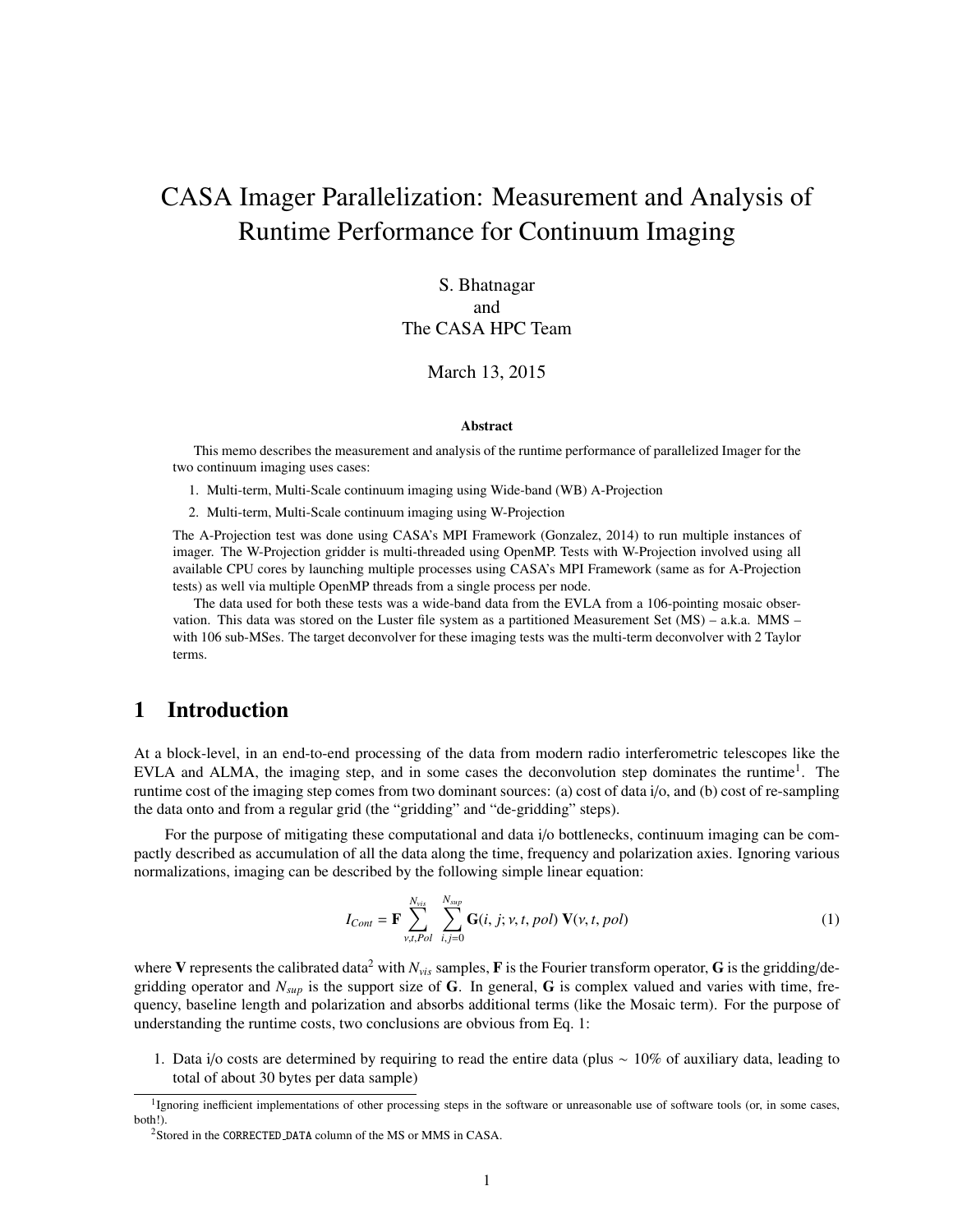# CASA Imager Parallelization: Measurement and Analysis of Runtime Performance for Continuum Imaging

S. Bhatnagar
and
The CASA HPC Team

March 13, 2015

**Abstract**

This memo describes the measurement and analysis of the runtime performance of parallelized Imager for the two continuum imaging uses cases:

1. Multi-term, Multi-Scale continuum imaging using Wide-band (WB) A-Projection
2. Multi-term, Multi-Scale continuum imaging using W-Projection

The A-Projection test was done using CASA's MPI Framework (Gonzalez, 2014) to run multiple instances of imager. The W-Projection gridder is multi-threaded using OpenMP. Tests with W-Projection involved using all available CPU cores by launching multiple processes using CASA's MPI Framework (same as for A-Projection tests) as well via multiple OpenMP threads from a single process per node.

The data used for both these tests was a wide-band data from the EVLA from a 106-pointing mosaic observation. This data was stored on the Luster file system as a partitioned Measurement Set (MS) – a.k.a. MMS – with 106 sub-MSes. The target deconvolver for these imaging tests was the multi-term deconvolver with 2 Taylor terms.

## 1 Introduction

At a block-level, in an end-to-end processing of the data from modern radio interferometric telescopes like the EVLA and ALMA, the imaging step, and in some cases the deconvolution step dominates the runtime[1]. The runtime cost of the imaging step comes from two dominant sources: (a) cost of data i/o, and (b) cost of re-sampling the data onto and from a regular grid (the "gridding" and "de-gridding" steps).

For the purpose of mitigating these computational and data i/o bottlenecks, continuum imaging can be compactly described as accumulation of all the data along the time, frequency and polarization axies. Ignoring various normalizations, imaging can be described by the following simple linear equation:

$$I_{Cont} = \mathbf{F} \sum_{\nu,t,Pol}^{N_{vis}} \sum_{i,j=0}^{N_{sup}} \mathbf{G}(i,j;\nu,t,pol)\, \mathbf{V}(\nu,t,pol) \tag{1}$$

where $\mathbf{V}$ represents the calibrated data[2] with $N_{vis}$ samples, $\mathbf{F}$ is the Fourier transform operator, $\mathbf{G}$ is the gridding/degridding operator and $N_{sup}$ is the support size of $\mathbf{G}$. In general, $\mathbf{G}$ is complex valued and varies with time, frequency, baseline length and polarization and absorbs additional terms (like the Mosaic term). For the purpose of understanding the runtime costs, two conclusions are obvious from Eq. 1:

1. Data i/o costs are determined by requiring to read the entire data (plus $\sim$ 10% of auxiliary data, leading to total of about 30 bytes per data sample)

[1] Ignoring inefficient implementations of other processing steps in the software or unreasonable use of software tools (or, in some cases, both!).

[2] Stored in the CORRECTED_DATA column of the MS or MMS in CASA.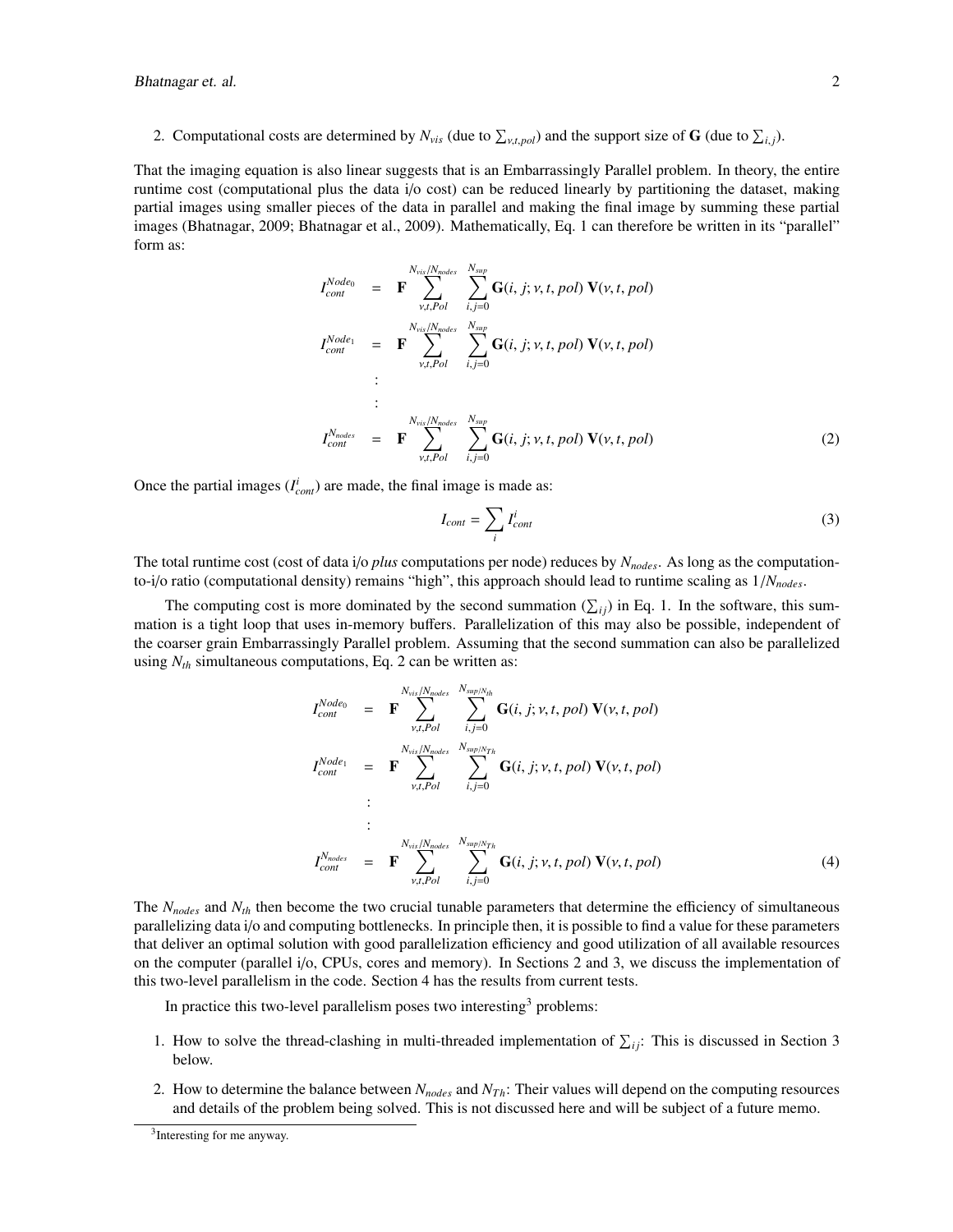2. Computational costs are determined by $N_{vis}$ (due to $\sum_{\nu,t,pol}$) and the support size of $\mathbf{G}$ (due to $\sum_{i,j}$).

That the imaging equation is also linear suggests that is an Embarrassingly Parallel problem. In theory, the entire runtime cost (computational plus the data i/o cost) can be reduced linearly by partitioning the dataset, making partial images using smaller pieces of the data in parallel and making the final image by summing these partial images (Bhatnagar, 2009; Bhatnagar et al., 2009). Mathematically, Eq. 1 can therefore be written in its "parallel" form as:

$$
\begin{aligned}
I^{Node_0}_{cont} &= \mathbf{F} \sum_{\nu,t,Pol}^{N_{vis}/N_{nodes}} \sum_{i,j=0}^{N_{sup}} \mathbf{G}(i,j;\nu,t,pol)\,\mathbf{V}(\nu,t,pol) \\
I^{Node_1}_{cont} &= \mathbf{F} \sum_{\nu,t,Pol}^{N_{vis}/N_{nodes}} \sum_{i,j=0}^{N_{sup}} \mathbf{G}(i,j;\nu,t,pol)\,\mathbf{V}(\nu,t,pol) \\
&\vdots \\
&\vdots \\
I^{N_{nodes}}_{cont} &= \mathbf{F} \sum_{\nu,t,Pol}^{N_{vis}/N_{nodes}} \sum_{i,j=0}^{N_{sup}} \mathbf{G}(i,j;\nu,t,pol)\,\mathbf{V}(\nu,t,pol)
\end{aligned} \tag{2}
$$

Once the partial images ($I^i_{cont}$) are made, the final image is made as:

$$
I_{cont} = \sum_i I^i_{cont} \tag{3}
$$

The total runtime cost (cost of data i/o *plus* computations per node) reduces by $N_{nodes}$. As long as the computation-to-i/o ratio (computational density) remains "high", this approach should lead to runtime scaling as $1/N_{nodes}$.

The computing cost is more dominated by the second summation ($\sum_{ij}$) in Eq. 1. In the software, this summation is a tight loop that uses in-memory buffers. Parallelization of this may also be possible, independent of the coarser grain Embarrassingly Parallel problem. Assuming that the second summation can also be parallelized using $N_{th}$ simultaneous computations, Eq. 2 can be written as:

$$
\begin{aligned}
I^{Node_0}_{cont} &= \mathbf{F} \sum_{\nu,t,Pol}^{N_{vis}/N_{nodes}} \sum_{i,j=0}^{N_{sup}/N_{th}} \mathbf{G}(i,j;\nu,t,pol)\,\mathbf{V}(\nu,t,pol) \\
I^{Node_1}_{cont} &= \mathbf{F} \sum_{\nu,t,Pol}^{N_{vis}/N_{nodes}} \sum_{i,j=0}^{N_{sup}/N_{Th}} \mathbf{G}(i,j;\nu,t,pol)\,\mathbf{V}(\nu,t,pol) \\
&\vdots \\
&\vdots \\
I^{N_{nodes}}_{cont} &= \mathbf{F} \sum_{\nu,t,Pol}^{N_{vis}/N_{nodes}} \sum_{i,j=0}^{N_{sup}/N_{Th}} \mathbf{G}(i,j;\nu,t,pol)\,\mathbf{V}(\nu,t,pol)
\end{aligned} \tag{4}
$$

The $N_{nodes}$ and $N_{th}$ then become the two crucial tunable parameters that determine the efficiency of simultaneous parallelizing data i/o and computing bottlenecks. In principle then, it is possible to find a value for these parameters that deliver an optimal solution with good parallelization efficiency and good utilization of all available resources on the computer (parallel i/o, CPUs, cores and memory). In Sections 2 and 3, we discuss the implementation of this two-level parallelism in the code. Section 4 has the results from current tests.

In practice this two-level parallelism poses two interesting[3] problems:

1. How to solve the thread-clashing in multi-threaded implementation of $\sum_{ij}$: This is discussed in Section 3 below.
2. How to determine the balance between $N_{nodes}$ and $N_{Th}$: Their values will depend on the computing resources and details of the problem being solved. This is not discussed here and will be subject of a future memo.

[3] Interesting for me anyway.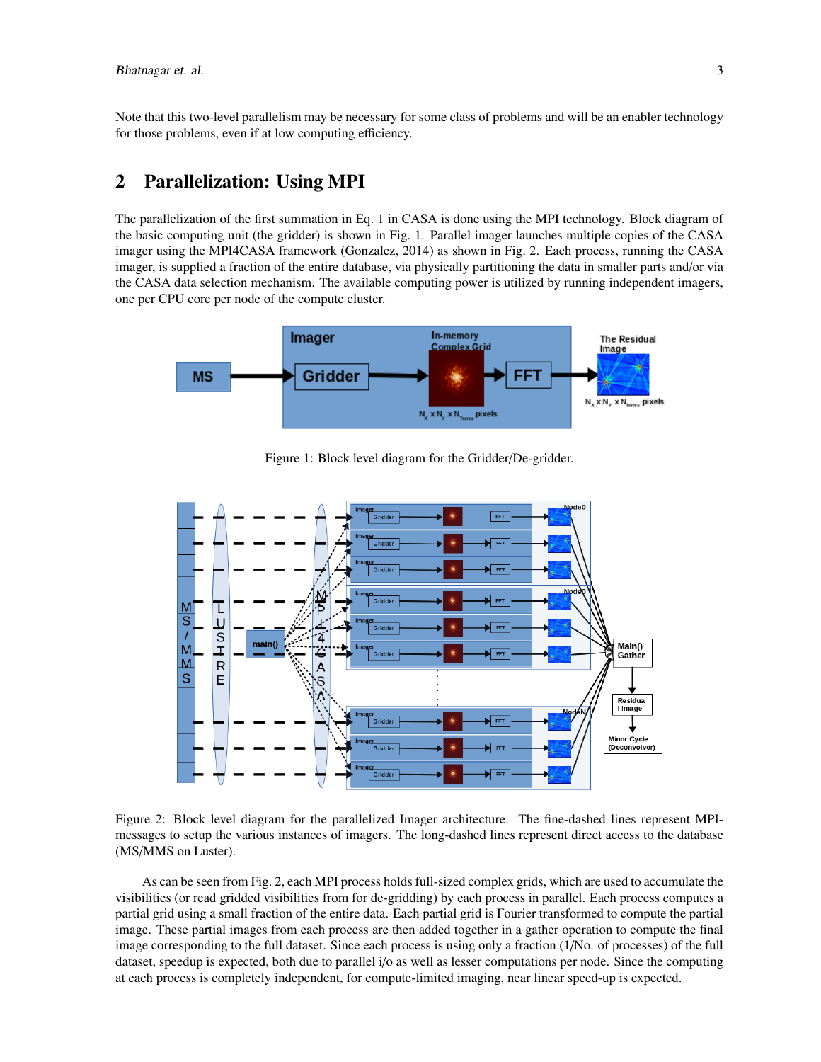Note that this two-level parallelism may be necessary for some class of problems and will be an enabler technology for those problems, even if at low computing efficiency.

## 2 Parallelization: Using MPI

The parallelization of the first summation in Eq. 1 in CASA is done using the MPI technology. Block diagram of the basic computing unit (the gridder) is shown in Fig. 1. Parallel imager launches multiple copies of the CASA imager using the MPI4CASA framework (Gonzalez, 2014) as shown in Fig. 2. Each process, running the CASA imager, is supplied a fraction of the entire database, via physically partitioning the data in smaller parts and/or via the CASA data selection mechanism. The available computing power is utilized by running independent imagers, one per CPU core per node of the compute cluster.

Figure 1: Block level diagram for the Gridder/De-gridder.

Figure 2: Block level diagram for the parallelized Imager architecture. The fine-dashed lines represent MPI-messages to setup the various instances of imagers. The long-dashed lines represent direct access to the database (MS/MMS on Luster).

As can be seen from Fig. 2, each MPI process holds full-sized complex grids, which are used to accumulate the visibilities (or read gridded visibilities from for de-gridding) by each process in parallel. Each process computes a partial grid using a small fraction of the entire data. Each partial grid is Fourier transformed to compute the partial image. These partial images from each process are then added together in a gather operation to compute the final image corresponding to the full dataset. Since each process is using only a fraction (1/No. of processes) of the full dataset, speedup is expected, both due to parallel i/o as well as lesser computations per node. Since the computing at each process is completely independent, for compute-limited imaging, near linear speed-up is expected.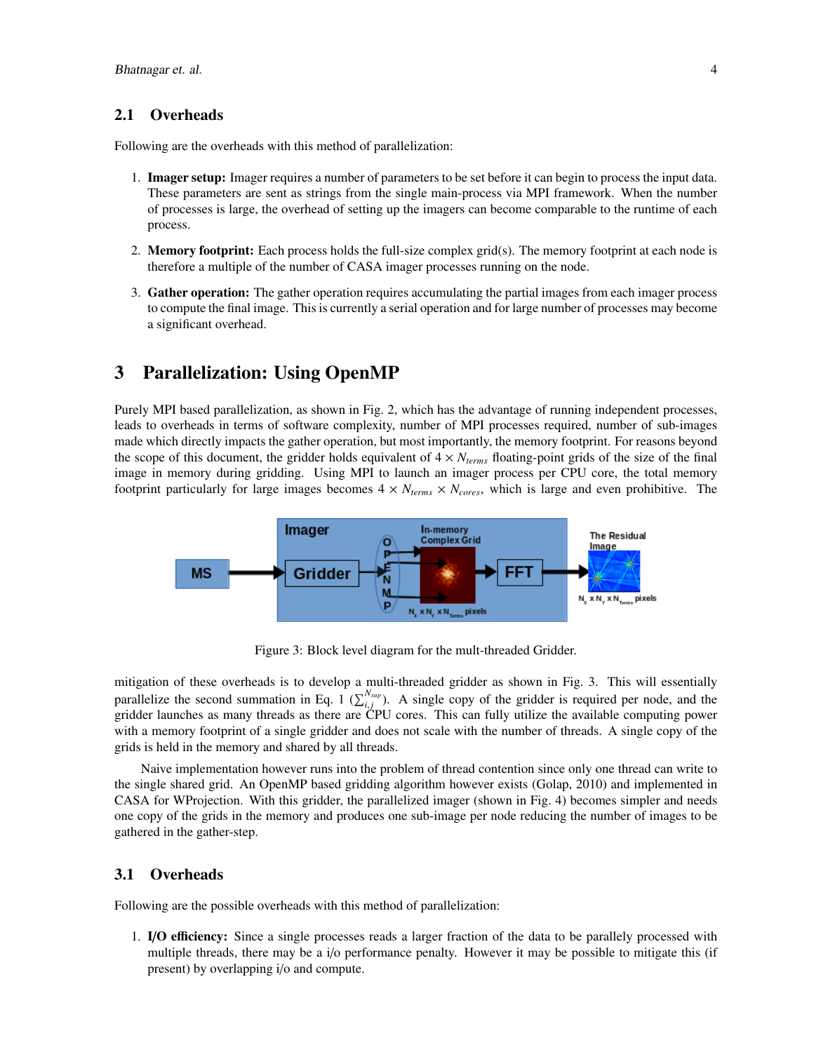## 2.1 Overheads

Following are the overheads with this method of parallelization:

1. **Imager setup:** Imager requires a number of parameters to be set before it can begin to process the input data. These parameters are sent as strings from the single main-process via MPI framework. When the number of processes is large, the overhead of setting up the imagers can become comparable to the runtime of each process.

2. **Memory footprint:** Each process holds the full-size complex grid(s). The memory footprint at each node is therefore a multiple of the number of CASA imager processes running on the node.

3. **Gather operation:** The gather operation requires accumulating the partial images from each imager process to compute the final image. This is currently a serial operation and for large number of processes may become a significant overhead.

# 3 Parallelization: Using OpenMP

Purely MPI based parallelization, as shown in Fig. 2, which has the advantage of running independent processes, leads to overheads in terms of software complexity, number of MPI processes required, number of sub-images made which directly impacts the gather operation, but most importantly, the memory footprint. For reasons beyond the scope of this document, the gridder holds equivalent of $4 \times N_{terms}$ floating-point grids of the size of the final image in memory during gridding. Using MPI to launch an imager process per CPU core, the total memory footprint particularly for large images becomes $4 \times N_{terms} \times N_{cores}$, which is large and even prohibitive. The mitigation of these overheads is to develop a multi-threaded gridder as shown in Fig. 3. This will essentially parallelize the second summation in Eq. 1 ($\sum_{i,j}^{N_{sup}}$). A single copy of the gridder is required per node, and the gridder launches as many threads as there are CPU cores. This can fully utilize the available computing power with a memory footprint of a single gridder and does not scale with the number of threads. A single copy of the grids is held in the memory and shared by all threads.

Figure 3: Block level diagram for the mult-threaded Gridder.

Naive implementation however runs into the problem of thread contention since only one thread can write to the single shared grid. An OpenMP based gridding algorithm however exists (Golap, 2010) and implemented in CASA for WProjection. With this gridder, the parallelized imager (shown in Fig. 4) becomes simpler and needs one copy of the grids in the memory and produces one sub-image per node reducing the number of images to be gathered in the gather-step.

## 3.1 Overheads

Following are the possible overheads with this method of parallelization:

1. **I/O efficiency:** Since a single processes reads a larger fraction of the data to be parallely processed with multiple threads, there may be a i/o performance penalty. However it may be possible to mitigate this (if present) by overlapping i/o and compute.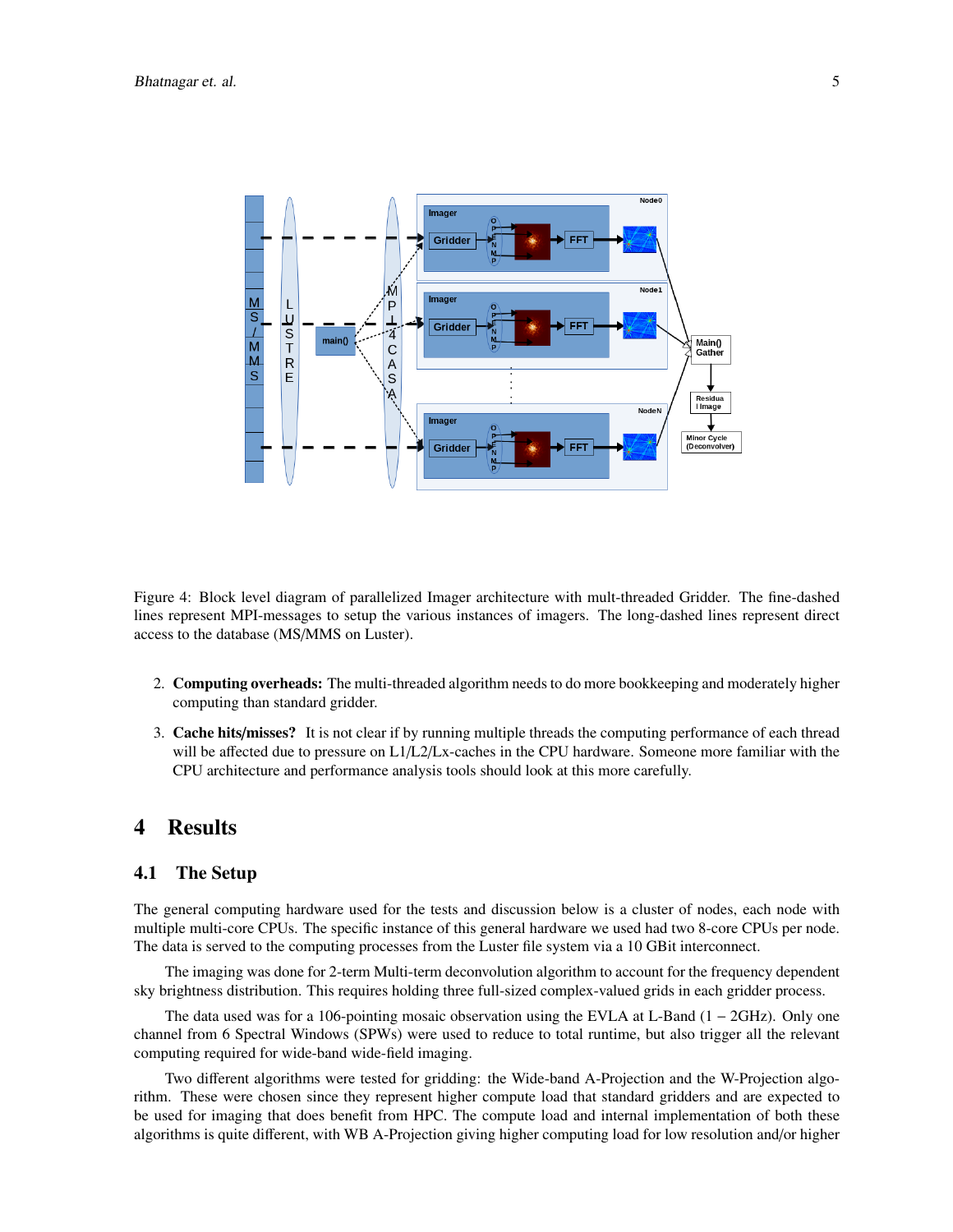Figure 4: Block level diagram of parallelized Imager architecture with mult-threaded Gridder. The fine-dashed lines represent MPI-messages to setup the various instances of imagers. The long-dashed lines represent direct access to the database (MS/MMS on Luster).

2. **Computing overheads:** The multi-threaded algorithm needs to do more bookkeeping and moderately higher computing than standard gridder.
3. **Cache hits/misses?** It is not clear if by running multiple threads the computing performance of each thread will be affected due to pressure on L1/L2/Lx-caches in the CPU hardware. Someone more familiar with the CPU architecture and performance analysis tools should look at this more carefully.

# 4 Results

## 4.1 The Setup

The general computing hardware used for the tests and discussion below is a cluster of nodes, each node with multiple multi-core CPUs. The specific instance of this general hardware we used had two 8-core CPUs per node. The data is served to the computing processes from the Luster file system via a 10 GBit interconnect.

The imaging was done for 2-term Multi-term deconvolution algorithm to account for the frequency dependent sky brightness distribution. This requires holding three full-sized complex-valued grids in each gridder process.

The data used was for a 106-pointing mosaic observation using the EVLA at L-Band ($1-2$GHz). Only one channel from 6 Spectral Windows (SPWs) were used to reduce to total runtime, but also trigger all the relevant computing required for wide-band wide-field imaging.

Two different algorithms were tested for gridding: the Wide-band A-Projection and the W-Projection algorithm. These were chosen since they represent higher compute load that standard gridders and are expected to be used for imaging that does benefit from HPC. The compute load and internal implementation of both these algorithms is quite different, with WB A-Projection giving higher computing load for low resolution and/or higher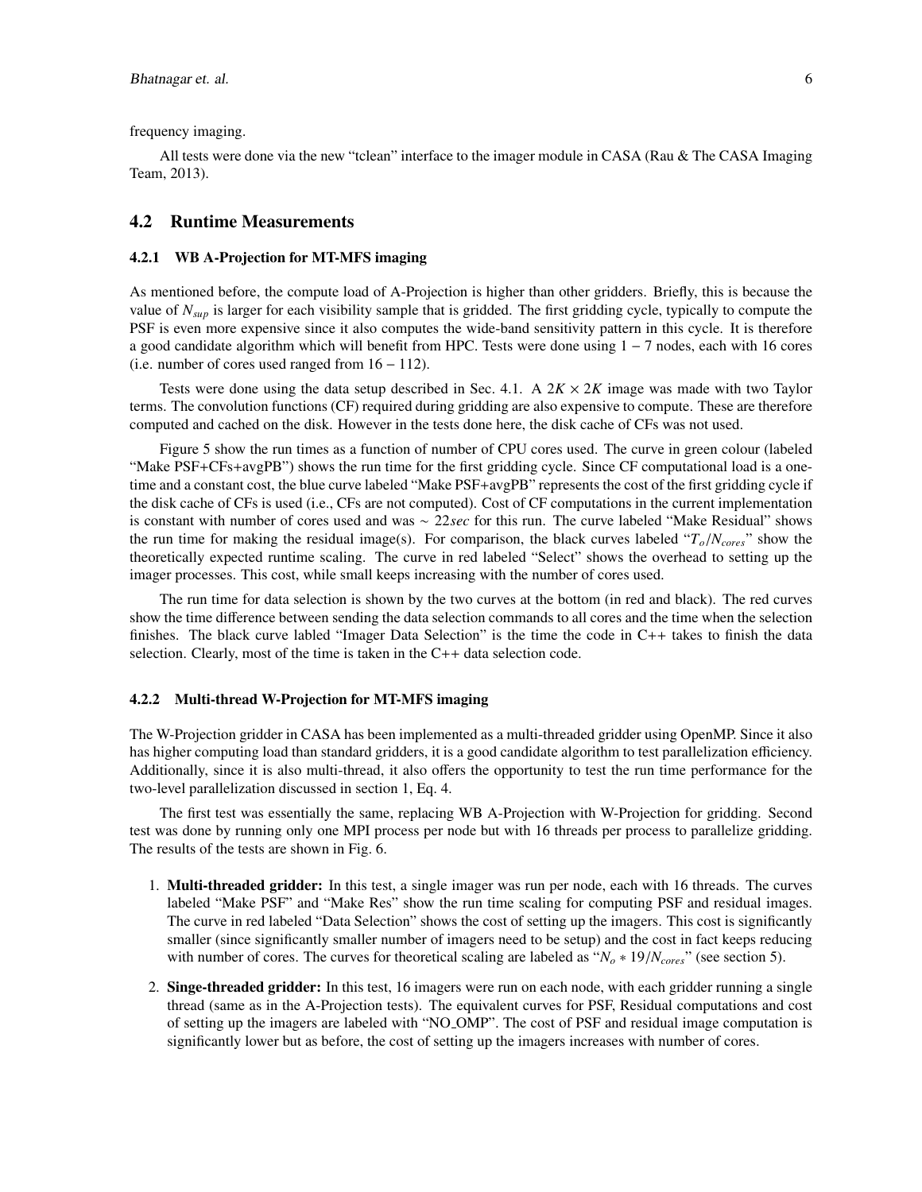frequency imaging.

All tests were done via the new "tclean" interface to the imager module in CASA (Rau & The CASA Imaging Team, 2013).

## 4.2 Runtime Measurements

### 4.2.1 WB A-Projection for MT-MFS imaging

As mentioned before, the compute load of A-Projection is higher than other gridders. Briefly, this is because the value of $N_{sup}$ is larger for each visibility sample that is gridded. The first gridding cycle, typically to compute the PSF is even more expensive since it also computes the wide-band sensitivity pattern in this cycle. It is therefore a good candidate algorithm which will benefit from HPC. Tests were done using $1-7$ nodes, each with 16 cores (i.e. number of cores used ranged from $16-112$).

Tests were done using the data setup described in Sec. 4.1. A $2K \times 2K$ image was made with two Taylor terms. The convolution functions (CF) required during gridding are also expensive to compute. These are therefore computed and cached on the disk. However in the tests done here, the disk cache of CFs was not used.

Figure 5 show the run times as a function of number of CPU cores used. The curve in green colour (labeled "Make PSF+CFs+avgPB") shows the run time for the first gridding cycle. Since CF computational load is a one-time and a constant cost, the blue curve labeled "Make PSF+avgPB" represents the cost of the first gridding cycle if the disk cache of CFs is used (i.e., CFs are not computed). Cost of CF computations in the current implementation is constant with number of cores used and was $\sim 22sec$ for this run. The curve labeled "Make Residual" shows the run time for making the residual image(s). For comparison, the black curves labeled "$T_o/N_{cores}$" show the theoretically expected runtime scaling. The curve in red labeled "Select" shows the overhead to setting up the imager processes. This cost, while small keeps increasing with the number of cores used.

The run time for data selection is shown by the two curves at the bottom (in red and black). The red curves show the time difference between sending the data selection commands to all cores and the time when the selection finishes. The black curve labled "Imager Data Selection" is the time the code in C++ takes to finish the data selection. Clearly, most of the time is taken in the C++ data selection code.

### 4.2.2 Multi-thread W-Projection for MT-MFS imaging

The W-Projection gridder in CASA has been implemented as a multi-threaded gridder using OpenMP. Since it also has higher computing load than standard gridders, it is a good candidate algorithm to test parallelization efficiency. Additionally, since it is also multi-thread, it also offers the opportunity to test the run time performance for the two-level parallelization discussed in section 1, Eq. 4.

The first test was essentially the same, replacing WB A-Projection with W-Projection for gridding. Second test was done by running only one MPI process per node but with 16 threads per process to parallelize gridding. The results of the tests are shown in Fig. 6.

1. **Multi-threaded gridder:** In this test, a single imager was run per node, each with 16 threads. The curves labeled "Make PSF" and "Make Res" show the run time scaling for computing PSF and residual images. The curve in red labeled "Data Selection" shows the cost of setting up the imagers. This cost is significantly smaller (since significantly smaller number of imagers need to be setup) and the cost in fact keeps reducing with number of cores. The curves for theoretical scaling are labeled as "$N_o * 19/N_{cores}$" (see section 5).

2. **Singe-threaded gridder:** In this test, 16 imagers were run on each node, with each gridder running a single thread (same as in the A-Projection tests). The equivalent curves for PSF, Residual computations and cost of setting up the imagers are labeled with "NO_OMP". The cost of PSF and residual image computation is significantly lower but as before, the cost of setting up the imagers increases with number of cores.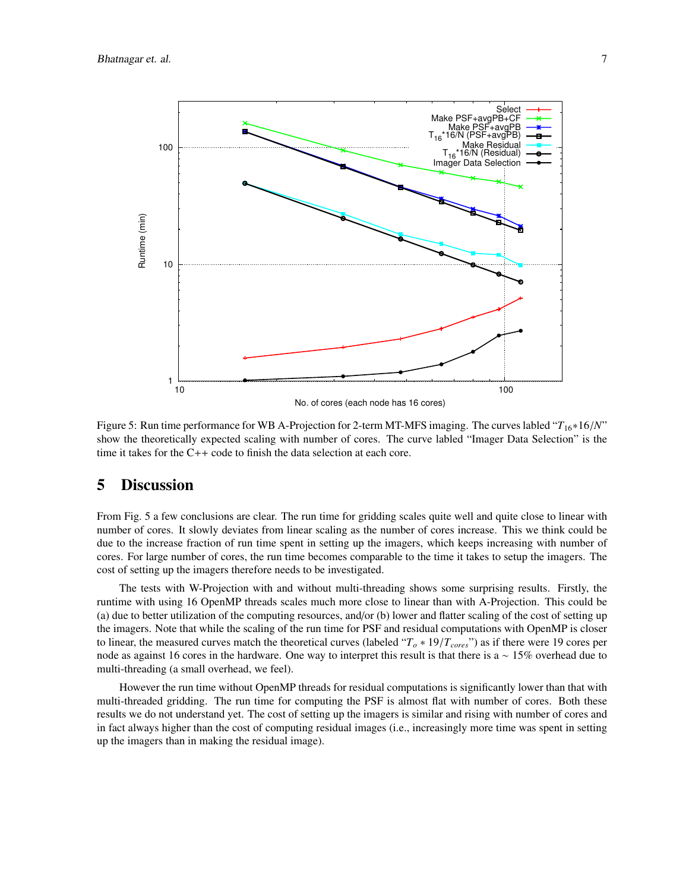Figure 5: Run time performance for WB A-Projection for 2-term MT-MFS imaging. The curves labled "$T_{16}*16/N$" show the theoretically expected scaling with number of cores. The curve labled "Imager Data Selection" is the time it takes for the C++ code to finish the data selection at each core.

## 5 Discussion

From Fig. 5 a few conclusions are clear. The run time for gridding scales quite well and quite close to linear with number of cores. It slowly deviates from linear scaling as the number of cores increase. This we think could be due to the increase fraction of run time spent in setting up the imagers, which keeps increasing with number of cores. For large number of cores, the run time becomes comparable to the time it takes to setup the imagers. The cost of setting up the imagers therefore needs to be investigated.

The tests with W-Projection with and without multi-threading shows some surprising results. Firstly, the runtime with using 16 OpenMP threads scales much more close to linear than with A-Projection. This could be (a) due to better utilization of the computing resources, and/or (b) lower and flatter scaling of the cost of setting up the imagers. Note that while the scaling of the run time for PSF and residual computations with OpenMP is closer to linear, the measured curves match the theoretical curves (labeled "$T_o * 19/T_{cores}$") as if there were 19 cores per node as against 16 cores in the hardware. One way to interpret this result is that there is a $\sim$ 15% overhead due to multi-threading (a small overhead, we feel).

However the run time without OpenMP threads for residual computations is significantly lower than that with multi-threaded gridding. The run time for computing the PSF is almost flat with number of cores. Both these results we do not understand yet. The cost of setting up the imagers is similar and rising with number of cores and in fact always higher than the cost of computing residual images (i.e., increasingly more time was spent in setting up the imagers than in making the residual image).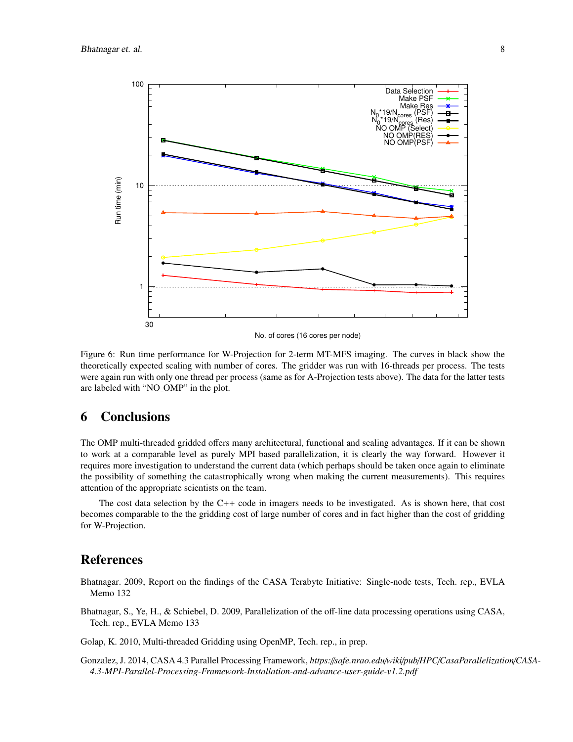Figure 6: Run time performance for W-Projection for 2-term MT-MFS imaging. The curves in black show the theoretically expected scaling with number of cores. The gridder was run with 16-threads per process. The tests were again run with only one thread per process (same as for A-Projection tests above). The data for the latter tests are labeled with "NO_OMP" in the plot.

## 6 Conclusions

The OMP multi-threaded gridded offers many architectural, functional and scaling advantages. If it can be shown to work at a comparable level as purely MPI based parallelization, it is clearly the way forward. However it requires more investigation to understand the current data (which perhaps should be taken once again to eliminate the possibility of something the catastrophically wrong when making the current measurements). This requires attention of the appropriate scientists on the team.

The cost data selection by the C++ code in imagers needs to be investigated. As is shown here, that cost becomes comparable to the the gridding cost of large number of cores and in fact higher than the cost of gridding for W-Projection.

## References

Bhatnagar. 2009, Report on the findings of the CASA Terabyte Initiative: Single-node tests, Tech. rep., EVLA Memo 132

Bhatnagar, S., Ye, H., & Schiebel, D. 2009, Parallelization of the off-line data processing operations using CASA, Tech. rep., EVLA Memo 133

Golap, K. 2010, Multi-threaded Gridding using OpenMP, Tech. rep., in prep.

Gonzalez, J. 2014, CASA 4.3 Parallel Processing Framework, *https://safe.nrao.edu/wiki/pub/HPC/CasaParallelization/CASA-4.3-MPI-Parallel-Processing-Framework-Installation-and-advance-user-guide-v1.2.pdf*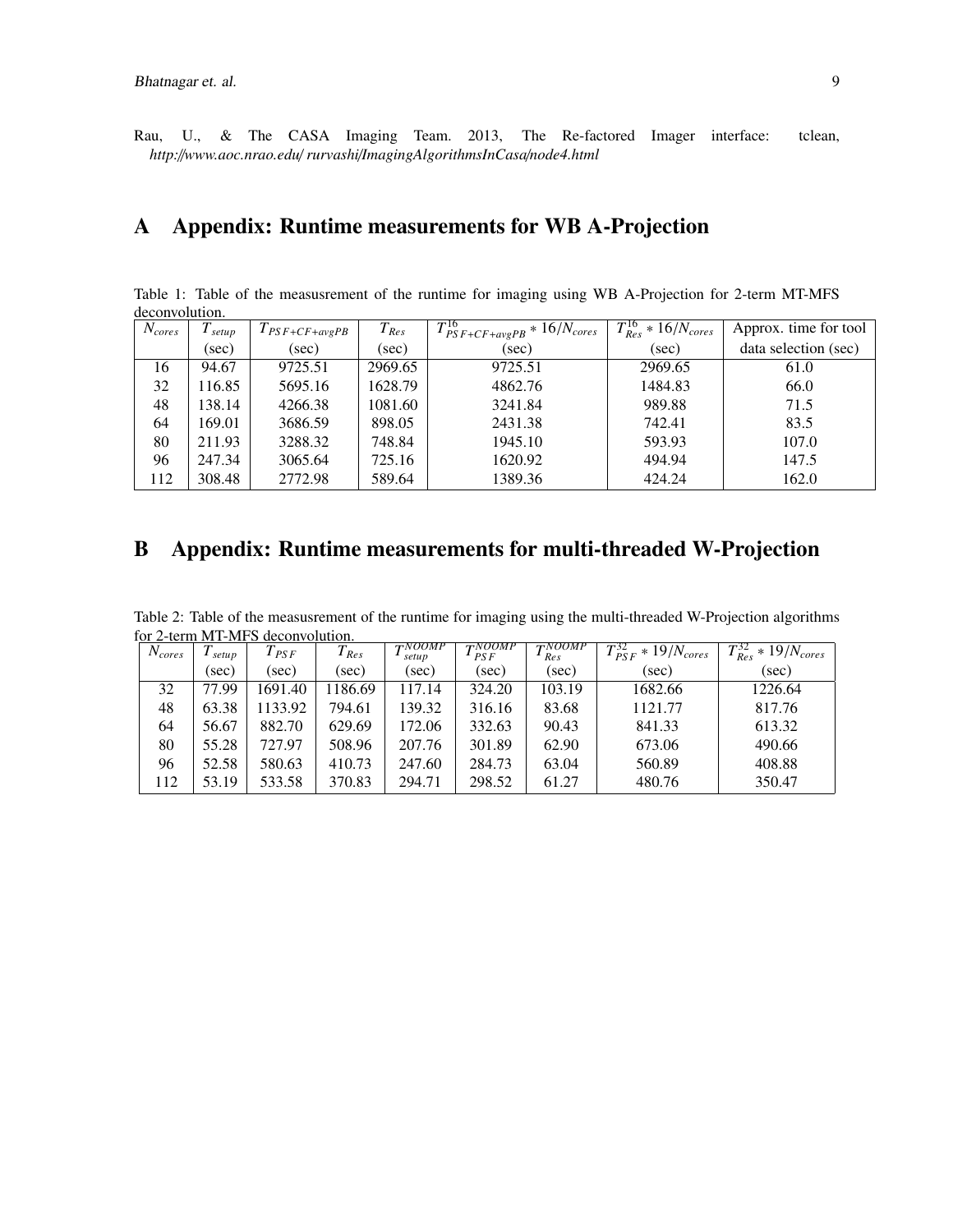Rau, U., & The CASA Imaging Team. 2013, The Re-factored Imager interface: tclean, *http://www.aoc.nrao.edu/ rurvashi/ImagingAlgorithmsInCasa/node4.html*

# A Appendix: Runtime measurements for WB A-Projection

Table 1: Table of the measusrement of the runtime for imaging using WB A-Projection for 2-term MT-MFS deconvolution.

| $N_{cores}$ | $T_{setup}$ (sec) | $T_{PSF+CF+avgPB}$ (sec) | $T_{Res}$ (sec) | $T^{16}_{PSF+CF+avgPB} * 16/N_{cores}$ (sec) | $T^{16}_{Res} * 16/N_{cores}$ (sec) | Approx. time for tool data selection (sec) |
|---|---|---|---|---|---|---|
| 16 | 94.67 | 9725.51 | 2969.65 | 9725.51 | 2969.65 | 61.0 |
| 32 | 116.85 | 5695.16 | 1628.79 | 4862.76 | 1484.83 | 66.0 |
| 48 | 138.14 | 4266.38 | 1081.60 | 3241.84 | 989.88 | 71.5 |
| 64 | 169.01 | 3686.59 | 898.05 | 2431.38 | 742.41 | 83.5 |
| 80 | 211.93 | 3288.32 | 748.84 | 1945.10 | 593.93 | 107.0 |
| 96 | 247.34 | 3065.64 | 725.16 | 1620.92 | 494.94 | 147.5 |
| 112 | 308.48 | 2772.98 | 589.64 | 1389.36 | 424.24 | 162.0 |

# B Appendix: Runtime measurements for multi-threaded W-Projection

Table 2: Table of the measusrement of the runtime for imaging using the multi-threaded W-Projection algorithms for 2-term MT-MFS deconvolution.

| $N_{cores}$ | $T_{setup}$ (sec) | $T_{PSF}$ (sec) | $T_{Res}$ (sec) | $T^{NOOMP}_{setup}$ (sec) | $T^{NOOMP}_{PSF}$ (sec) | $T^{NOOMP}_{Res}$ (sec) | $T^{32}_{PSF} * 19/N_{cores}$ (sec) | $T^{32}_{Res} * 19/N_{cores}$ (sec) |
|---|---|---|---|---|---|---|---|---|
| 32 | 77.99 | 1691.40 | 1186.69 | 117.14 | 324.20 | 103.19 | 1682.66 | 1226.64 |
| 48 | 63.38 | 1133.92 | 794.61 | 139.32 | 316.16 | 83.68 | 1121.77 | 817.76 |
| 64 | 56.67 | 882.70 | 629.69 | 172.06 | 332.63 | 90.43 | 841.33 | 613.32 |
| 80 | 55.28 | 727.97 | 508.96 | 207.76 | 301.89 | 62.90 | 673.06 | 490.66 |
| 96 | 52.58 | 580.63 | 410.73 | 247.60 | 284.73 | 63.04 | 560.89 | 408.88 |
| 112 | 53.19 | 533.58 | 370.83 | 294.71 | 298.52 | 61.27 | 480.76 | 350.47 |